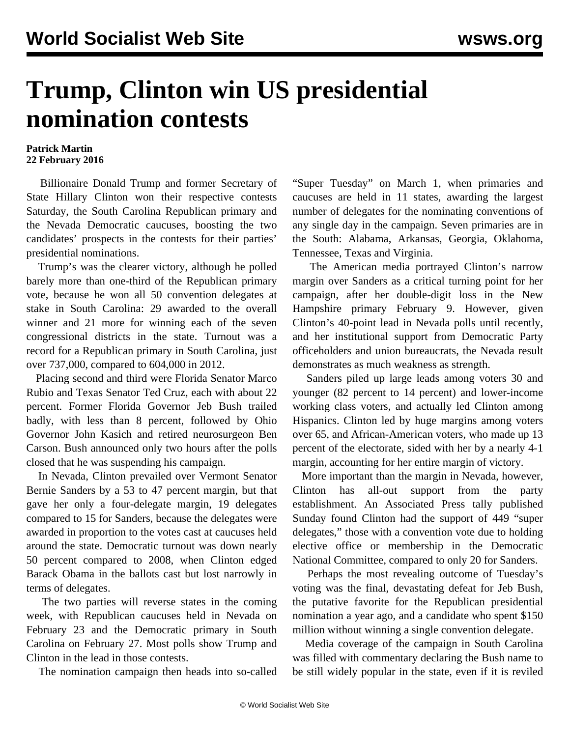# Trump, Clinton win US presidential nomination contests

**Patrick Martin**
**22 February 2016**

Billionaire Donald Trump and former Secretary of State Hillary Clinton won their respective contests Saturday, the South Carolina Republican primary and the Nevada Democratic caucuses, boosting the two candidates' prospects in the contests for their parties' presidential nominations.

Trump's was the clearer victory, although he polled barely more than one-third of the Republican primary vote, because he won all 50 convention delegates at stake in South Carolina: 29 awarded to the overall winner and 21 more for winning each of the seven congressional districts in the state. Turnout was a record for a Republican primary in South Carolina, just over 737,000, compared to 604,000 in 2012.

Placing second and third were Florida Senator Marco Rubio and Texas Senator Ted Cruz, each with about 22 percent. Former Florida Governor Jeb Bush trailed badly, with less than 8 percent, followed by Ohio Governor John Kasich and retired neurosurgeon Ben Carson. Bush announced only two hours after the polls closed that he was suspending his campaign.

In Nevada, Clinton prevailed over Vermont Senator Bernie Sanders by a 53 to 47 percent margin, but that gave her only a four-delegate margin, 19 delegates compared to 15 for Sanders, because the delegates were awarded in proportion to the votes cast at caucuses held around the state. Democratic turnout was down nearly 50 percent compared to 2008, when Clinton edged Barack Obama in the ballots cast but lost narrowly in terms of delegates.

The two parties will reverse states in the coming week, with Republican caucuses held in Nevada on February 23 and the Democratic primary in South Carolina on February 27. Most polls show Trump and Clinton in the lead in those contests.

The nomination campaign then heads into so-called "Super Tuesday" on March 1, when primaries and caucuses are held in 11 states, awarding the largest number of delegates for the nominating conventions of any single day in the campaign. Seven primaries are in the South: Alabama, Arkansas, Georgia, Oklahoma, Tennessee, Texas and Virginia.

The American media portrayed Clinton's narrow margin over Sanders as a critical turning point for her campaign, after her double-digit loss in the New Hampshire primary February 9. However, given Clinton's 40-point lead in Nevada polls until recently, and her institutional support from Democratic Party officeholders and union bureaucrats, the Nevada result demonstrates as much weakness as strength.

Sanders piled up large leads among voters 30 and younger (82 percent to 14 percent) and lower-income working class voters, and actually led Clinton among Hispanics. Clinton led by huge margins among voters over 65, and African-American voters, who made up 13 percent of the electorate, sided with her by a nearly 4-1 margin, accounting for her entire margin of victory.

More important than the margin in Nevada, however, Clinton has all-out support from the party establishment. An Associated Press tally published Sunday found Clinton had the support of 449 "super delegates," those with a convention vote due to holding elective office or membership in the Democratic National Committee, compared to only 20 for Sanders.

Perhaps the most revealing outcome of Tuesday's voting was the final, devastating defeat for Jeb Bush, the putative favorite for the Republican presidential nomination a year ago, and a candidate who spent $150 million without winning a single convention delegate.

Media coverage of the campaign in South Carolina was filled with commentary declaring the Bush name to be still widely popular in the state, even if it is reviled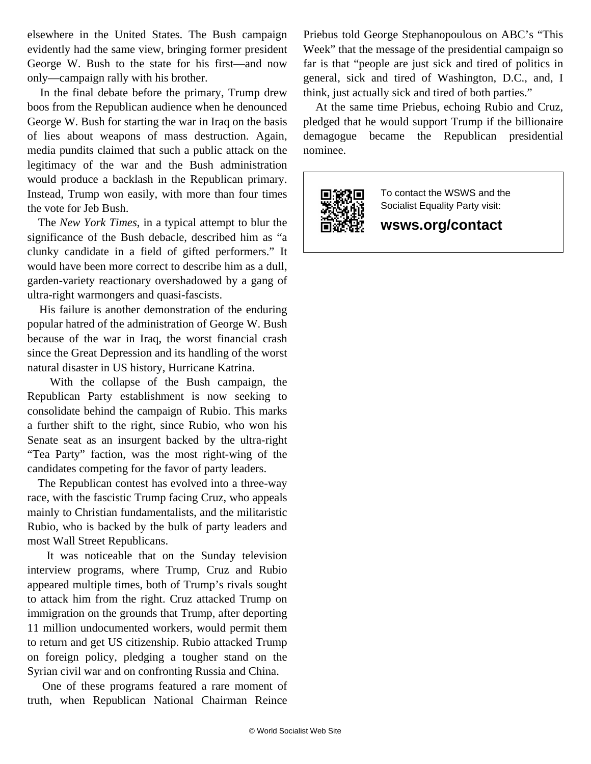elsewhere in the United States. The Bush campaign evidently had the same view, bringing former president George W. Bush to the state for his first—and now only—campaign rally with his brother.

In the final debate before the primary, Trump drew boos from the Republican audience when he denounced George W. Bush for starting the war in Iraq on the basis of lies about weapons of mass destruction. Again, media pundits claimed that such a public attack on the legitimacy of the war and the Bush administration would produce a backlash in the Republican primary. Instead, Trump won easily, with more than four times the vote for Jeb Bush.

The *New York Times*, in a typical attempt to blur the significance of the Bush debacle, described him as "a clunky candidate in a field of gifted performers." It would have been more correct to describe him as a dull, garden-variety reactionary overshadowed by a gang of ultra-right warmongers and quasi-fascists.

His failure is another demonstration of the enduring popular hatred of the administration of George W. Bush because of the war in Iraq, the worst financial crash since the Great Depression and its handling of the worst natural disaster in US history, Hurricane Katrina.

With the collapse of the Bush campaign, the Republican Party establishment is now seeking to consolidate behind the campaign of Rubio. This marks a further shift to the right, since Rubio, who won his Senate seat as an insurgent backed by the ultra-right "Tea Party" faction, was the most right-wing of the candidates competing for the favor of party leaders.

The Republican contest has evolved into a three-way race, with the fascistic Trump facing Cruz, who appeals mainly to Christian fundamentalists, and the militaristic Rubio, who is backed by the bulk of party leaders and most Wall Street Republicans.

It was noticeable that on the Sunday television interview programs, where Trump, Cruz and Rubio appeared multiple times, both of Trump's rivals sought to attack him from the right. Cruz attacked Trump on immigration on the grounds that Trump, after deporting 11 million undocumented workers, would permit them to return and get US citizenship. Rubio attacked Trump on foreign policy, pledging a tougher stand on the Syrian civil war and on confronting Russia and China.

One of these programs featured a rare moment of truth, when Republican National Chairman Reince Priebus told George Stephanopoulous on ABC's "This Week" that the message of the presidential campaign so far is that "people are just sick and tired of politics in general, sick and tired of Washington, D.C., and, I think, just actually sick and tired of both parties."

At the same time Priebus, echoing Rubio and Cruz, pledged that he would support Trump if the billionaire demagogue became the Republican presidential nominee.

To contact the WSWS and the Socialist Equality Party visit:

**wsws.org/contact**